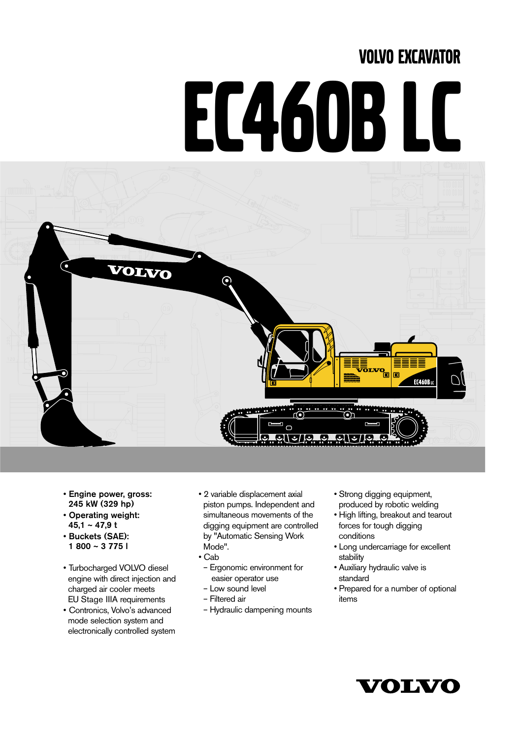VOLVO EXCAVATOR

# EC460B LC

- **Engine power, gross: 245 kW (329 hp)**
- **Operating weight: 45,1 ~ 47,9 t**
- **Buckets (SAE): 1 800 ~ 3 775 l**

- Turbocharged VOLVO diesel engine with direct injection and charged air cooler meets EU Stage IIIA requirements
- Contronics, Volvo's advanced mode selection system and electronically controlled system
- 2 variable displacement axial piston pumps. Independent and simultaneous movements of the digging equipment are controlled by "Automatic Sensing Work Mode".
- Cab
  - Ergonomic environment for easier operator use
  - Low sound level
  - Filtered air
  - Hydraulic dampening mounts
- Strong digging equipment, produced by robotic welding
- High lifting, breakout and tearout forces for tough digging conditions
- Long undercarriage for excellent stability
- Auxiliary hydraulic valve is standard
- Prepared for a number of optional items

VOLVO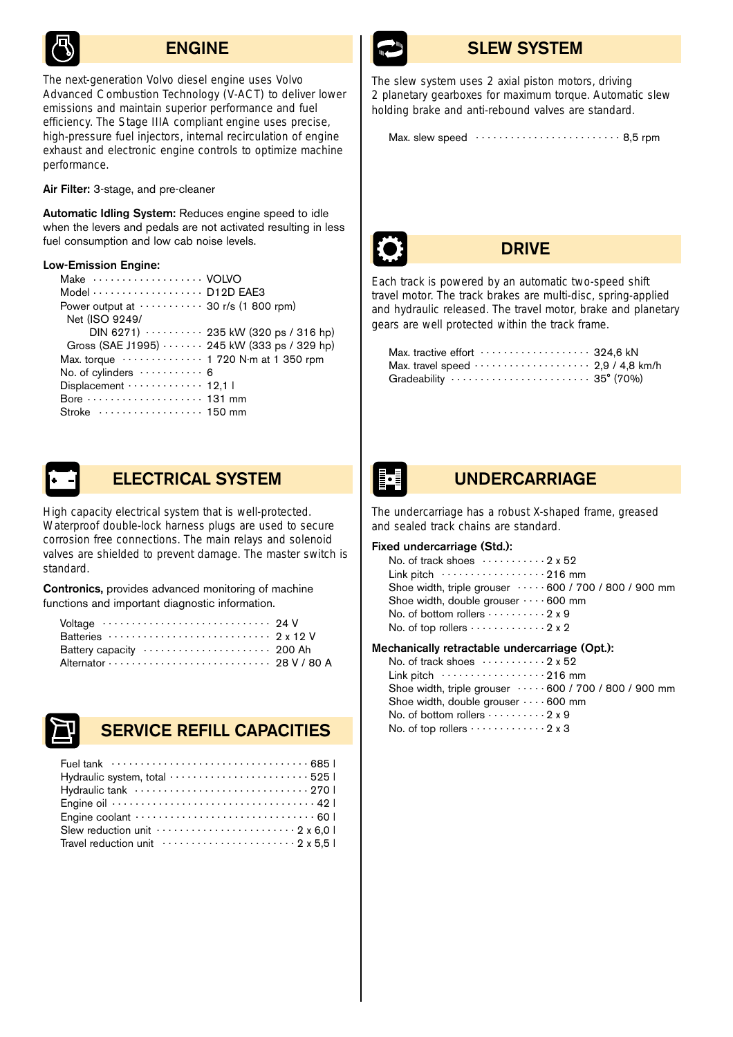## ENGINE

The next-generation Volvo diesel engine uses Volvo Advanced Combustion Technology (V-ACT) to deliver lower emissions and maintain superior performance and fuel efficiency. The Stage IIIA compliant engine uses precise, high-pressure fuel injectors, internal recirculation of engine exhaust and electronic engine controls to optimize machine performance.

**Air Filter:** 3-stage, and pre-cleaner

**Automatic Idling System:** Reduces engine speed to idle when the levers and pedals are not activated resulting in less fuel consumption and low cab noise levels.

**Low-Emission Engine:**

| | |
|---|---|
| Make | VOLVO |
| Model | D12D EAE3 |
| Power output at | 30 r/s (1 800 rpm) |
| Net (ISO 9249/ DIN 6271) | 235 kW (320 ps / 316 hp) |
| Gross (SAE J1995) | 245 kW (333 ps / 329 hp) |
| Max. torque | 1 720 N·m at 1 350 rpm |
| No. of cylinders | 6 |
| Displacement | 12,1 l |
| Bore | 131 mm |
| Stroke | 150 mm |

## ELECTRICAL SYSTEM

High capacity electrical system that is well-protected. Waterproof double-lock harness plugs are used to secure corrosion free connections. The main relays and solenoid valves are shielded to prevent damage. The master switch is standard.

**Contronics,** provides advanced monitoring of machine functions and important diagnostic information.

| | |
|---|---|
| Voltage | 24 V |
| Batteries | 2 x 12 V |
| Battery capacity | 200 Ah |
| Alternator | 28 V / 80 A |

## SERVICE REFILL CAPACITIES

| | |
|---|---|
| Fuel tank | 685 l |
| Hydraulic system, total | 525 l |
| Hydraulic tank | 270 l |
| Engine oil | 42 l |
| Engine coolant | 60 l |
| Slew reduction unit | 2 x 6,0 l |
| Travel reduction unit | 2 x 5,5 l |

## SLEW SYSTEM

The slew system uses 2 axial piston motors, driving 2 planetary gearboxes for maximum torque. Automatic slew holding brake and anti-rebound valves are standard.

| | |
|---|---|
| Max. slew speed | 8,5 rpm |

## DRIVE

Each track is powered by an automatic two-speed shift travel motor. The track brakes are multi-disc, spring-applied and hydraulic released. The travel motor, brake and planetary gears are well protected within the track frame.

| | |
|---|---|
| Max. tractive effort | 324,6 kN |
| Max. travel speed | 2,9 / 4,8 km/h |
| Gradeability | 35° (70%) |

## UNDERCARRIAGE

The undercarriage has a robust X-shaped frame, greased and sealed track chains are standard.

**Fixed undercarriage (Std.):**

| | |
|---|---|
| No. of track shoes | 2 x 52 |
| Link pitch | 216 mm |
| Shoe width, triple grouser | 600 / 700 / 800 / 900 mm |
| Shoe width, double grouser | 600 mm |
| No. of bottom rollers | 2 x 9 |
| No. of top rollers | 2 x 2 |

**Mechanically retractable undercarriage (Opt.):**

| | |
|---|---|
| No. of track shoes | 2 x 52 |
| Link pitch | 216 mm |
| Shoe width, triple grouser | 600 / 700 / 800 / 900 mm |
| Shoe width, double grouser | 600 mm |
| No. of bottom rollers | 2 x 9 |
| No. of top rollers | 2 x 3 |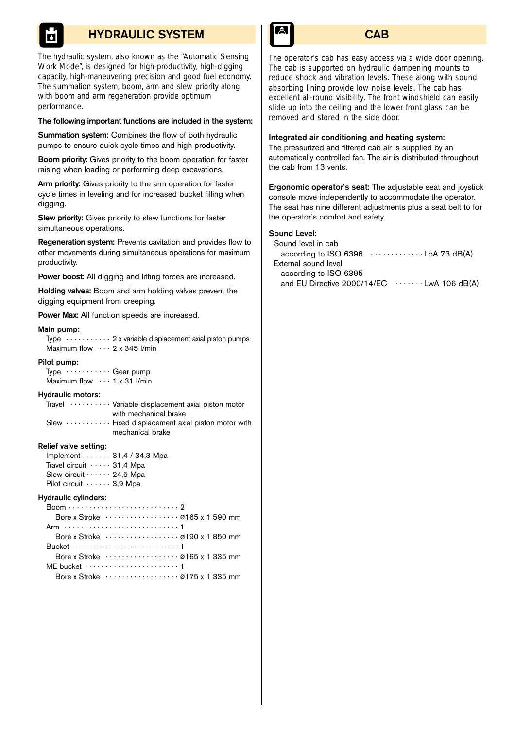## HYDRAULIC SYSTEM

The hydraulic system, also known as the "Automatic Sensing Work Mode", is designed for high-productivity, high-digging capacity, high-maneuvering precision and good fuel economy. The summation system, boom, arm and slew priority along with boom and arm regeneration provide optimum performance.

**The following important functions are included in the system:**

**Summation system:** Combines the flow of both hydraulic pumps to ensure quick cycle times and high productivity.

**Boom priority:** Gives priority to the boom operation for faster raising when loading or performing deep excavations.

**Arm priority:** Gives priority to the arm operation for faster cycle times in leveling and for increased bucket filling when digging.

**Slew priority:** Gives priority to slew functions for faster simultaneous operations.

**Regeneration system:** Prevents cavitation and provides flow to other movements during simultaneous operations for maximum productivity.

**Power boost:** All digging and lifting forces are increased.

**Holding valves:** Boom and arm holding valves prevent the digging equipment from creeping.

**Power Max:** All function speeds are increased.

**Main pump:**

| | |
|---|---|
| Type | 2 x variable displacement axial piston pumps |
| Maximum flow | 2 x 345 l/min |

**Pilot pump:**

| | |
|---|---|
| Type | Gear pump |
| Maximum flow | 1 x 31 l/min |

**Hydraulic motors:**

| | |
|---|---|
| Travel | Variable displacement axial piston motor with mechanical brake |
| Slew | Fixed displacement axial piston motor with mechanical brake |

**Relief valve setting:**

| | |
|---|---|
| Implement | 31,4 / 34,3 Mpa |
| Travel circuit | 31,4 Mpa |
| Slew circuit | 24,5 Mpa |
| Pilot circuit | 3,9 Mpa |

**Hydraulic cylinders:**

| | |
|---|---|
| Boom | 2 |
| Bore x Stroke | ø165 x 1 590 mm |
| Arm | 1 |
| Bore x Stroke | ø190 x 1 850 mm |
| Bucket | 1 |
| Bore x Stroke | ø165 x 1 335 mm |
| ME bucket | 1 |
| Bore x Stroke | ø175 x 1 335 mm |

## CAB

The operator's cab has easy access via a wide door opening. The cab is supported on hydraulic dampening mounts to reduce shock and vibration levels. These along with sound absorbing lining provide low noise levels. The cab has excellent all-round visibility. The front windshield can easily slide up into the ceiling and the lower front glass can be removed and stored in the side door.

**Integrated air conditioning and heating system:**
The pressurized and filtered cab air is supplied by an automatically controlled fan. The air is distributed throughout the cab from 13 vents.

**Ergonomic operator's seat:** The adjustable seat and joystick console move independently to accommodate the operator. The seat has nine different adjustments plus a seat belt to for the operator's comfort and safety.

**Sound Level:**

| | |
|---|---|
| Sound level in cab according to ISO 6396 | LpA 73 dB(A) |
| External sound level according to ISO 6395 and EU Directive 2000/14/EC | LwA 106 dB(A) |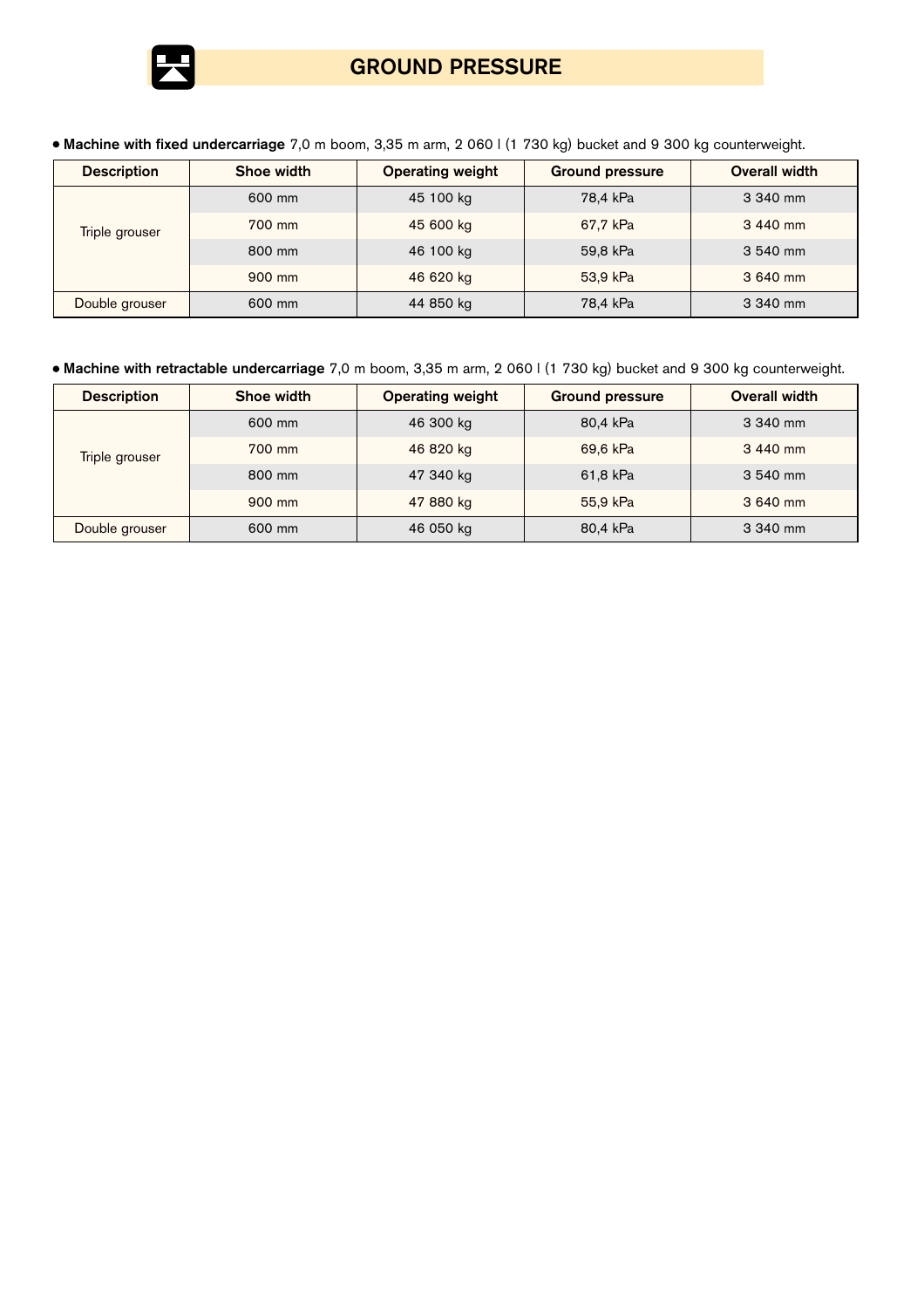## GROUND PRESSURE

- **Machine with fixed undercarriage** 7,0 m boom, 3,35 m arm, 2 060 l (1 730 kg) bucket and 9 300 kg counterweight.

| Description | Shoe width | Operating weight | Ground pressure | Overall width |
|---|---|---|---|---|
| Triple grouser | 600 mm | 45 100 kg | 78,4 kPa | 3 340 mm |
| | 700 mm | 45 600 kg | 67,7 kPa | 3 440 mm |
| | 800 mm | 46 100 kg | 59,8 kPa | 3 540 mm |
| | 900 mm | 46 620 kg | 53,9 kPa | 3 640 mm |
| Double grouser | 600 mm | 44 850 kg | 78,4 kPa | 3 340 mm |

- **Machine with retractable undercarriage** 7,0 m boom, 3,35 m arm, 2 060 l (1 730 kg) bucket and 9 300 kg counterweight.

| Description | Shoe width | Operating weight | Ground pressure | Overall width |
|---|---|---|---|---|
| Triple grouser | 600 mm | 46 300 kg | 80,4 kPa | 3 340 mm |
| | 700 mm | 46 820 kg | 69,6 kPa | 3 440 mm |
| | 800 mm | 47 340 kg | 61,8 kPa | 3 540 mm |
| | 900 mm | 47 880 kg | 55,9 kPa | 3 640 mm |
| Double grouser | 600 mm | 46 050 kg | 80,4 kPa | 3 340 mm |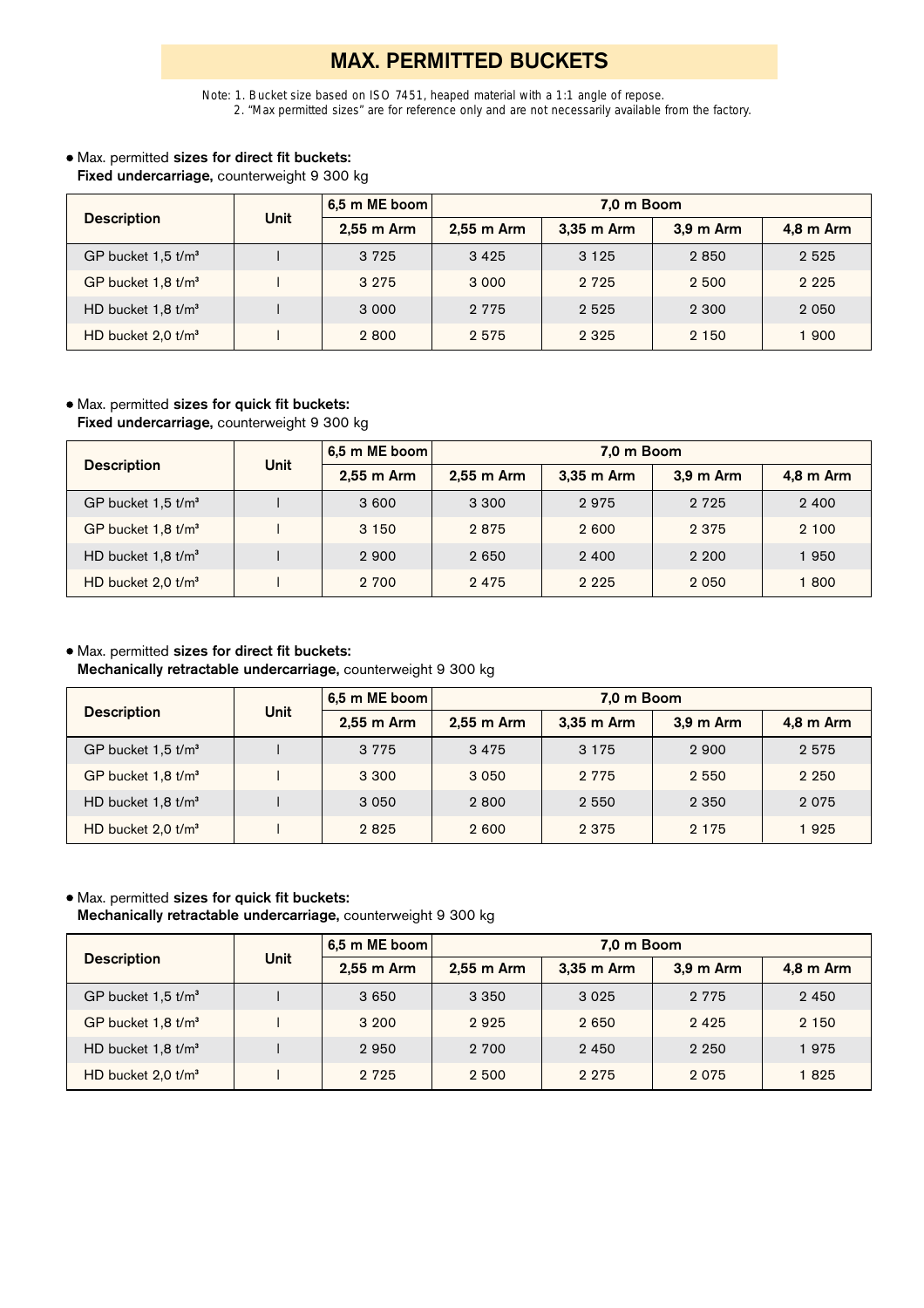# MAX. PERMITTED BUCKETS

Note: 1. Bucket size based on ISO 7451, heaped material with a 1:1 angle of repose.
2. "Max permitted sizes" are for reference only and are not necessarily available from the factory.

- Max. permitted **sizes for direct fit buckets:**
  **Fixed undercarriage,** counterweight 9 300 kg

| Description | Unit | 6,5 m ME boom | 7,0 m Boom | | | |
|---|---|---|---|---|---|---|
| | | 2,55 m Arm | 2,55 m Arm | 3,35 m Arm | 3,9 m Arm | 4,8 m Arm |
| GP bucket 1,5 t/m³ | l | 3 725 | 3 425 | 3 125 | 2 850 | 2 525 |
| GP bucket 1,8 t/m³ | l | 3 275 | 3 000 | 2 725 | 2 500 | 2 225 |
| HD bucket 1,8 t/m³ | l | 3 000 | 2 775 | 2 525 | 2 300 | 2 050 |
| HD bucket 2,0 t/m³ | l | 2 800 | 2 575 | 2 325 | 2 150 | 1 900 |

- Max. permitted **sizes for quick fit buckets:**
  **Fixed undercarriage,** counterweight 9 300 kg

| Description | Unit | 6,5 m ME boom | 7,0 m Boom | | | |
|---|---|---|---|---|---|---|
| | | 2,55 m Arm | 2,55 m Arm | 3,35 m Arm | 3,9 m Arm | 4,8 m Arm |
| GP bucket 1,5 t/m³ | l | 3 600 | 3 300 | 2 975 | 2 725 | 2 400 |
| GP bucket 1,8 t/m³ | l | 3 150 | 2 875 | 2 600 | 2 375 | 2 100 |
| HD bucket 1,8 t/m³ | l | 2 900 | 2 650 | 2 400 | 2 200 | 1 950 |
| HD bucket 2,0 t/m³ | l | 2 700 | 2 475 | 2 225 | 2 050 | 1 800 |

- Max. permitted **sizes for direct fit buckets:**
  **Mechanically retractable undercarriage,** counterweight 9 300 kg

| Description | Unit | 6,5 m ME boom | 7,0 m Boom | | | |
|---|---|---|---|---|---|---|
| | | 2,55 m Arm | 2,55 m Arm | 3,35 m Arm | 3,9 m Arm | 4,8 m Arm |
| GP bucket 1,5 t/m³ | l | 3 775 | 3 475 | 3 175 | 2 900 | 2 575 |
| GP bucket 1,8 t/m³ | l | 3 300 | 3 050 | 2 775 | 2 550 | 2 250 |
| HD bucket 1,8 t/m³ | l | 3 050 | 2 800 | 2 550 | 2 350 | 2 075 |
| HD bucket 2,0 t/m³ | l | 2 825 | 2 600 | 2 375 | 2 175 | 1 925 |

- Max. permitted **sizes for quick fit buckets:**
  **Mechanically retractable undercarriage,** counterweight 9 300 kg

| Description | Unit | 6,5 m ME boom | 7,0 m Boom | | | |
|---|---|---|---|---|---|---|
| | | 2,55 m Arm | 2,55 m Arm | 3,35 m Arm | 3,9 m Arm | 4,8 m Arm |
| GP bucket 1,5 t/m³ | l | 3 650 | 3 350 | 3 025 | 2 775 | 2 450 |
| GP bucket 1,8 t/m³ | l | 3 200 | 2 925 | 2 650 | 2 425 | 2 150 |
| HD bucket 1,8 t/m³ | l | 2 950 | 2 700 | 2 450 | 2 250 | 1 975 |
| HD bucket 2,0 t/m³ | l | 2 725 | 2 500 | 2 275 | 2 075 | 1 825 |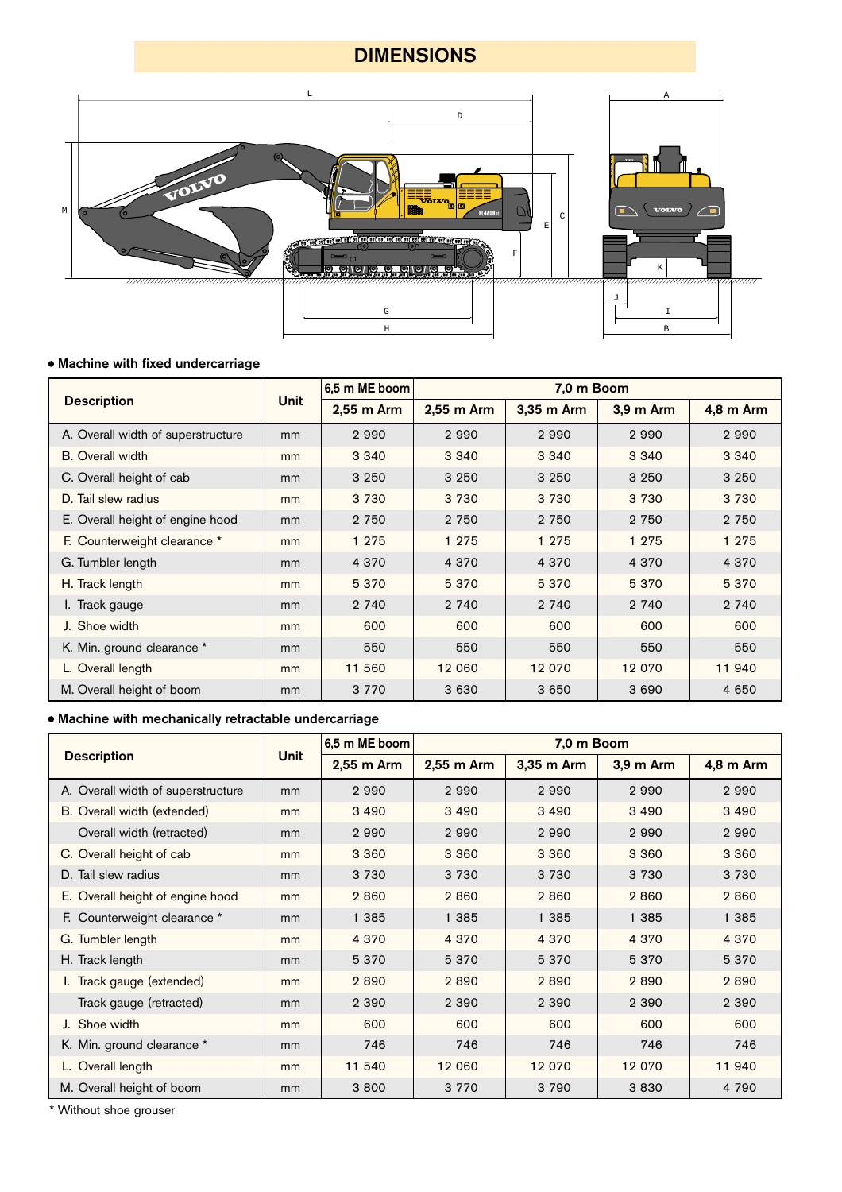# DIMENSIONS

- Machine with fixed undercarriage

| Description | Unit | 6,5 m ME boom | 7,0 m Boom | | | |
|---|---|---|---|---|---|---|
| | | 2,55 m Arm | 2,55 m Arm | 3,35 m Arm | 3,9 m Arm | 4,8 m Arm |
| A. Overall width of superstructure | mm | 2 990 | 2 990 | 2 990 | 2 990 | 2 990 |
| B. Overall width | mm | 3 340 | 3 340 | 3 340 | 3 340 | 3 340 |
| C. Overall height of cab | mm | 3 250 | 3 250 | 3 250 | 3 250 | 3 250 |
| D. Tail slew radius | mm | 3 730 | 3 730 | 3 730 | 3 730 | 3 730 |
| E. Overall height of engine hood | mm | 2 750 | 2 750 | 2 750 | 2 750 | 2 750 |
| F. Counterweight clearance * | mm | 1 275 | 1 275 | 1 275 | 1 275 | 1 275 |
| G. Tumbler length | mm | 4 370 | 4 370 | 4 370 | 4 370 | 4 370 |
| H. Track length | mm | 5 370 | 5 370 | 5 370 | 5 370 | 5 370 |
| I. Track gauge | mm | 2 740 | 2 740 | 2 740 | 2 740 | 2 740 |
| J. Shoe width | mm | 600 | 600 | 600 | 600 | 600 |
| K. Min. ground clearance * | mm | 550 | 550 | 550 | 550 | 550 |
| L. Overall length | mm | 11 560 | 12 060 | 12 070 | 12 070 | 11 940 |
| M. Overall height of boom | mm | 3 770 | 3 630 | 3 650 | 3 690 | 4 650 |

- Machine with mechanically retractable undercarriage

| Description | Unit | 6,5 m ME boom | 7,0 m Boom | | | |
|---|---|---|---|---|---|---|
| | | 2,55 m Arm | 2,55 m Arm | 3,35 m Arm | 3,9 m Arm | 4,8 m Arm |
| A. Overall width of superstructure | mm | 2 990 | 2 990 | 2 990 | 2 990 | 2 990 |
| B. Overall width (extended) | mm | 3 490 | 3 490 | 3 490 | 3 490 | 3 490 |
| Overall width (retracted) | mm | 2 990 | 2 990 | 2 990 | 2 990 | 2 990 |
| C. Overall height of cab | mm | 3 360 | 3 360 | 3 360 | 3 360 | 3 360 |
| D. Tail slew radius | mm | 3 730 | 3 730 | 3 730 | 3 730 | 3 730 |
| E. Overall height of engine hood | mm | 2 860 | 2 860 | 2 860 | 2 860 | 2 860 |
| F. Counterweight clearance * | mm | 1 385 | 1 385 | 1 385 | 1 385 | 1 385 |
| G. Tumbler length | mm | 4 370 | 4 370 | 4 370 | 4 370 | 4 370 |
| H. Track length | mm | 5 370 | 5 370 | 5 370 | 5 370 | 5 370 |
| I. Track gauge (extended) | mm | 2 890 | 2 890 | 2 890 | 2 890 | 2 890 |
| Track gauge (retracted) | mm | 2 390 | 2 390 | 2 390 | 2 390 | 2 390 |
| J. Shoe width | mm | 600 | 600 | 600 | 600 | 600 |
| K. Min. ground clearance * | mm | 746 | 746 | 746 | 746 | 746 |
| L. Overall length | mm | 11 540 | 12 060 | 12 070 | 12 070 | 11 940 |
| M. Overall height of boom | mm | 3 800 | 3 770 | 3 790 | 3 830 | 4 790 |

* Without shoe grouser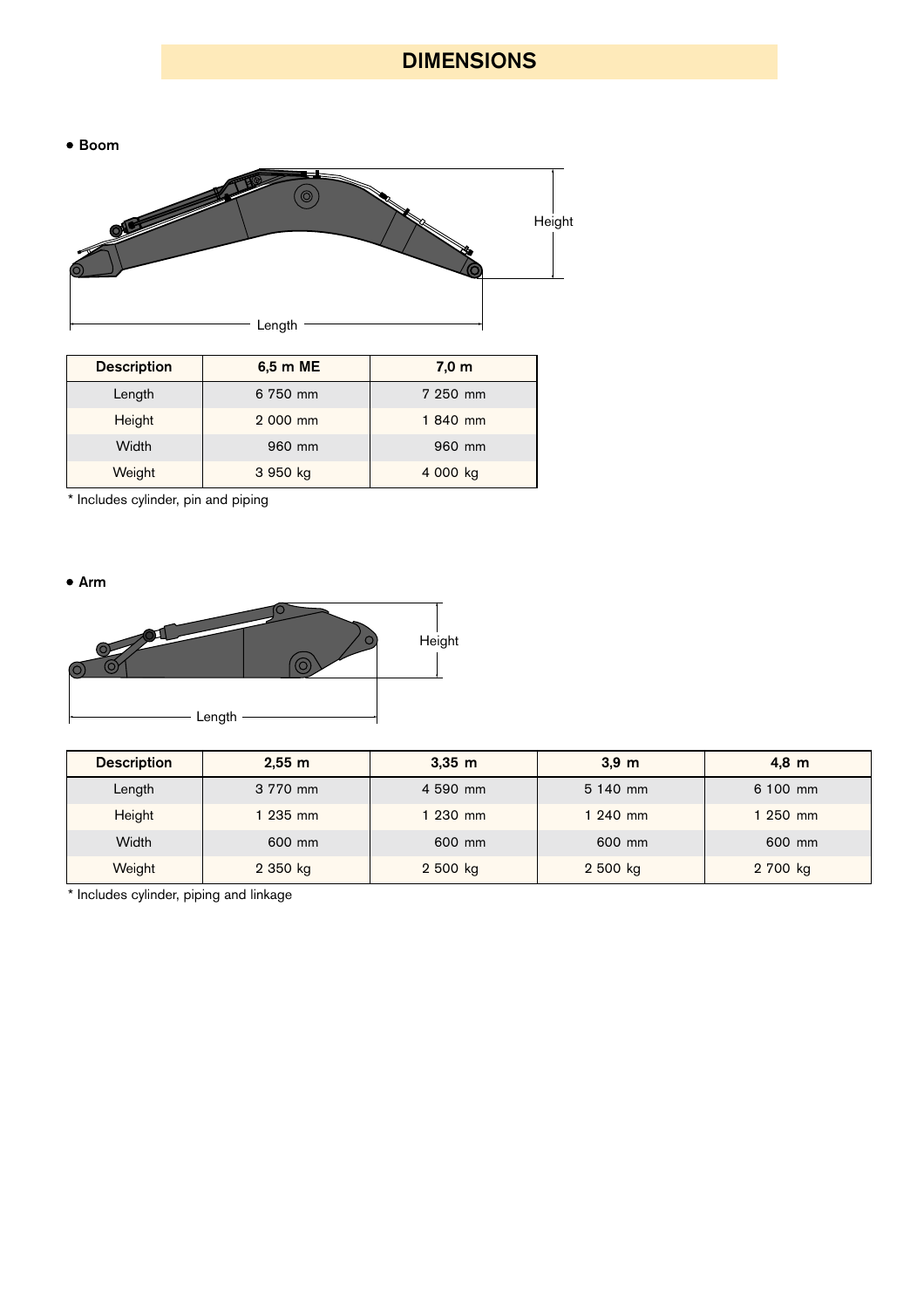# DIMENSIONS

- **Boom**

| Description | 6,5 m ME | 7,0 m |
|---|---|---|
| Length | 6 750 mm | 7 250 mm |
| Height | 2 000 mm | 1 840 mm |
| Width | 960 mm | 960 mm |
| Weight | 3 950 kg | 4 000 kg |

* Includes cylinder, pin and piping

- **Arm**

| Description | 2,55 m | 3,35 m | 3,9 m | 4,8 m |
|---|---|---|---|---|
| Length | 3 770 mm | 4 590 mm | 5 140 mm | 6 100 mm |
| Height | 1 235 mm | 1 230 mm | 1 240 mm | 1 250 mm |
| Width | 600 mm | 600 mm | 600 mm | 600 mm |
| Weight | 2 350 kg | 2 500 kg | 2 500 kg | 2 700 kg |

* Includes cylinder, piping and linkage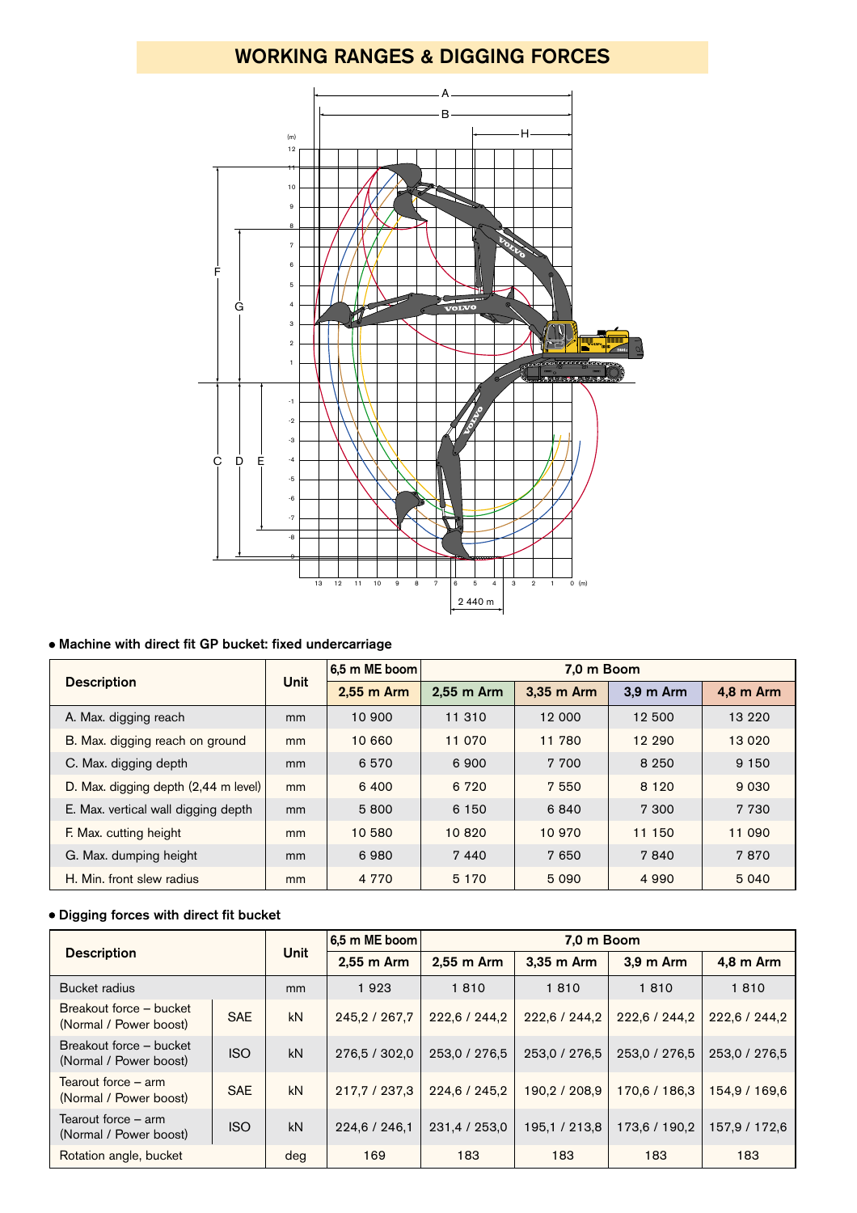## WORKING RANGES & DIGGING FORCES

- **Machine with direct fit GP bucket: fixed undercarriage**

| Description | Unit | 6,5 m ME boom | 7,0 m Boom | | | |
|---|---|---|---|---|---|---|
| | | 2,55 m Arm | 2,55 m Arm | 3,35 m Arm | 3,9 m Arm | 4,8 m Arm |
| A. Max. digging reach | mm | 10 900 | 11 310 | 12 000 | 12 500 | 13 220 |
| B. Max. digging reach on ground | mm | 10 660 | 11 070 | 11 780 | 12 290 | 13 020 |
| C. Max. digging depth | mm | 6 570 | 6 900 | 7 700 | 8 250 | 9 150 |
| D. Max. digging depth (2,44 m level) | mm | 6 400 | 6 720 | 7 550 | 8 120 | 9 030 |
| E. Max. vertical wall digging depth | mm | 5 800 | 6 150 | 6 840 | 7 300 | 7 730 |
| F. Max. cutting height | mm | 10 580 | 10 820 | 10 970 | 11 150 | 11 090 |
| G. Max. dumping height | mm | 6 980 | 7 440 | 7 650 | 7 840 | 7 870 |
| H. Min. front slew radius | mm | 4 770 | 5 170 | 5 090 | 4 990 | 5 040 |

- **Digging forces with direct fit bucket**

| Description | | Unit | 6,5 m ME boom | 7,0 m Boom | | | |
|---|---|---|---|---|---|---|---|
| | | | 2,55 m Arm | 2,55 m Arm | 3,35 m Arm | 3,9 m Arm | 4,8 m Arm |
| Bucket radius | | mm | 1 923 | 1 810 | 1 810 | 1 810 | 1 810 |
| Breakout force – bucket (Normal / Power boost) | SAE | kN | 245,2 / 267,7 | 222,6 / 244,2 | 222,6 / 244,2 | 222,6 / 244,2 | 222,6 / 244,2 |
| Breakout force – bucket (Normal / Power boost) | ISO | kN | 276,5 / 302,0 | 253,0 / 276,5 | 253,0 / 276,5 | 253,0 / 276,5 | 253,0 / 276,5 |
| Tearout force – arm (Normal / Power boost) | SAE | kN | 217,7 / 237,3 | 224,6 / 245,2 | 190,2 / 208,9 | 170,6 / 186,3 | 154,9 / 169,6 |
| Tearout force – arm (Normal / Power boost) | ISO | kN | 224,6 / 246,1 | 231,4 / 253,0 | 195,1 / 213,8 | 173,6 / 190,2 | 157,9 / 172,6 |
| Rotation angle, bucket | | deg | 169 | 183 | 183 | 183 | 183 |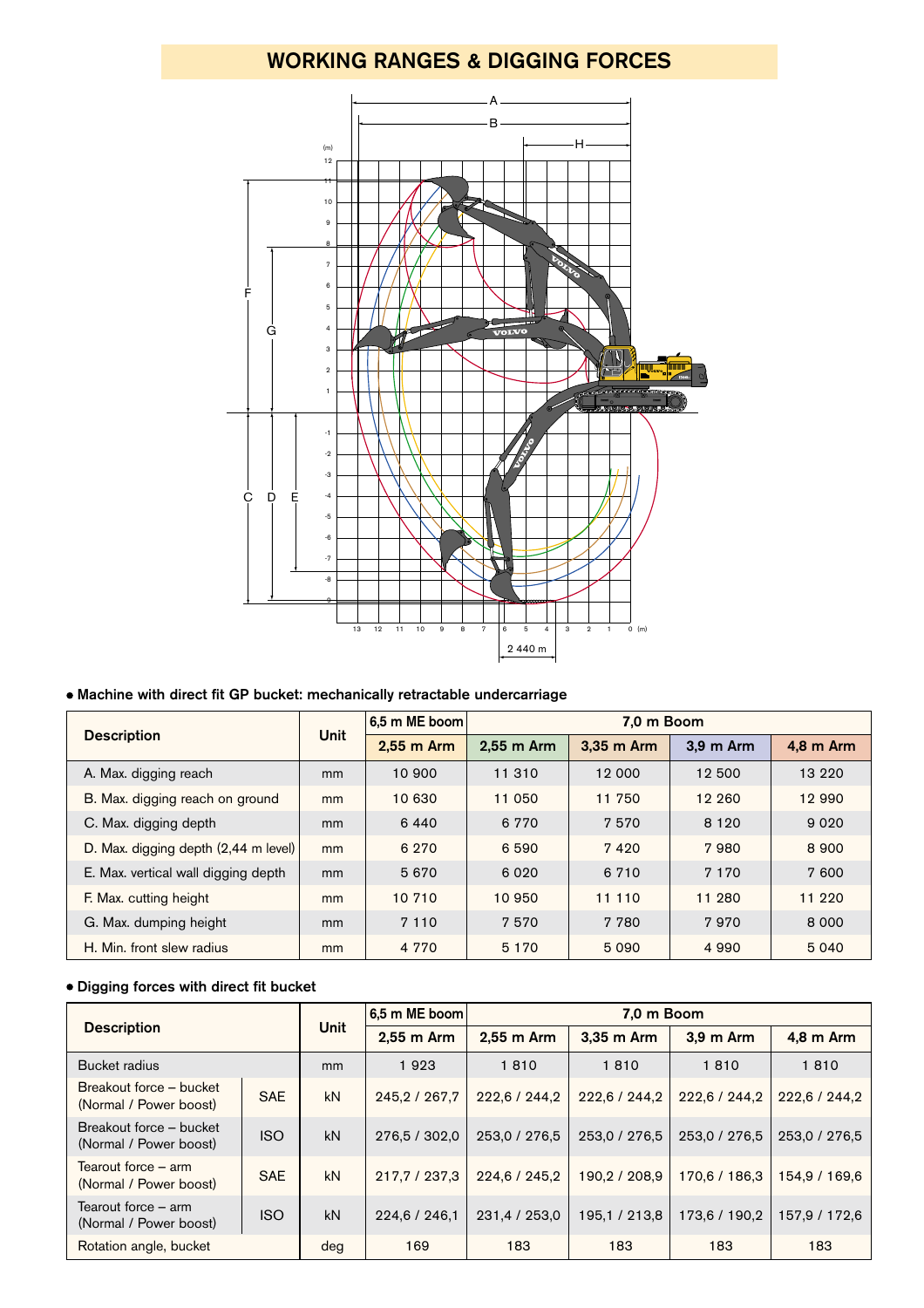# WORKING RANGES & DIGGING FORCES

- **Machine with direct fit GP bucket: mechanically retractable undercarriage**

| Description | Unit | 6,5 m ME boom | 7,0 m Boom | | | |
|---|---|---|---|---|---|---|
| | | 2,55 m Arm | 2,55 m Arm | 3,35 m Arm | 3,9 m Arm | 4,8 m Arm |
| A. Max. digging reach | mm | 10 900 | 11 310 | 12 000 | 12 500 | 13 220 |
| B. Max. digging reach on ground | mm | 10 630 | 11 050 | 11 750 | 12 260 | 12 990 |
| C. Max. digging depth | mm | 6 440 | 6 770 | 7 570 | 8 120 | 9 020 |
| D. Max. digging depth (2,44 m level) | mm | 6 270 | 6 590 | 7 420 | 7 980 | 8 900 |
| E. Max. vertical wall digging depth | mm | 5 670 | 6 020 | 6 710 | 7 170 | 7 600 |
| F. Max. cutting height | mm | 10 710 | 10 950 | 11 110 | 11 280 | 11 220 |
| G. Max. dumping height | mm | 7 110 | 7 570 | 7 780 | 7 970 | 8 000 |
| H. Min. front slew radius | mm | 4 770 | 5 170 | 5 090 | 4 990 | 5 040 |

- **Digging forces with direct fit bucket**

| Description | | Unit | 6,5 m ME boom | 7,0 m Boom | | | |
|---|---|---|---|---|---|---|---|
| | | | 2,55 m Arm | 2,55 m Arm | 3,35 m Arm | 3,9 m Arm | 4,8 m Arm |
| Bucket radius | | mm | 1 923 | 1 810 | 1 810 | 1 810 | 1 810 |
| Breakout force – bucket (Normal / Power boost) | SAE | kN | 245,2 / 267,7 | 222,6 / 244,2 | 222,6 / 244,2 | 222,6 / 244,2 | 222,6 / 244,2 |
| Breakout force – bucket (Normal / Power boost) | ISO | kN | 276,5 / 302,0 | 253,0 / 276,5 | 253,0 / 276,5 | 253,0 / 276,5 | 253,0 / 276,5 |
| Tearout force – arm (Normal / Power boost) | SAE | kN | 217,7 / 237,3 | 224,6 / 245,2 | 190,2 / 208,9 | 170,6 / 186,3 | 154,9 / 169,6 |
| Tearout force – arm (Normal / Power boost) | ISO | kN | 224,6 / 246,1 | 231,4 / 253,0 | 195,1 / 213,8 | 173,6 / 190,2 | 157,9 / 172,6 |
| Rotation angle, bucket | | deg | 169 | 183 | 183 | 183 | 183 |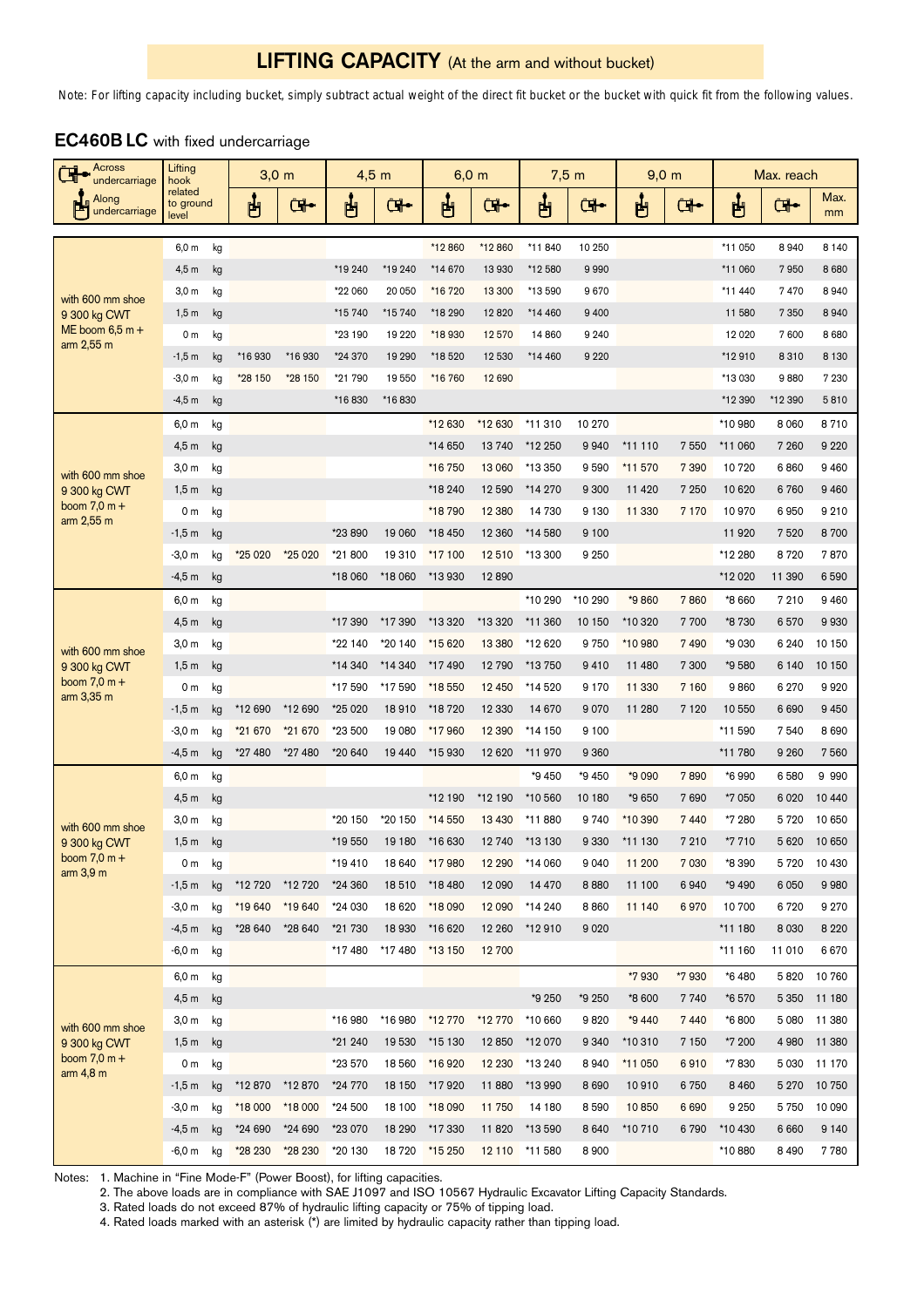# LIFTING CAPACITY (At the arm and without bucket)

Note: For lifting capacity including bucket, simply subtract actual weight of the direct fit bucket or the bucket with quick fit from the following values.

## EC460B LC with fixed undercarriage

| Across undercarriage / Along undercarriage | Lifting hook related to ground level | | 3,0 m Along | 3,0 m Across | 4,5 m Along | 4,5 m Across | 6,0 m Along | 6,0 m Across | 7,5 m Along | 7,5 m Across | 9,0 m Along | 9,0 m Across | Max. reach Along | Max. reach Across | Max. mm |
|---|---|---|---|---|---|---|---|---|---|---|---|---|---|---|---|
| with 600 mm shoe 9 300 kg CWT ME boom 6,5 m + arm 2,55 m | 6,0 m | kg | | | | | *12 860 | *12 860 | *11 840 | 10 250 | | | *11 050 | 8 940 | 8 140 |
| | 4,5 m | kg | | | *19 240 | *19 240 | *14 670 | 13 930 | *12 580 | 9 990 | | | *11 060 | 7 950 | 8 680 |
| | 3,0 m | kg | | | *22 060 | 20 050 | *16 720 | 13 300 | *13 590 | 9 670 | | | *11 440 | 7 470 | 8 940 |
| | 1,5 m | kg | | | *15 740 | *15 740 | *18 290 | 12 820 | *14 460 | 9 400 | | | 11 580 | 7 350 | 8 940 |
| | 0 m | kg | | | *23 190 | 19 220 | *18 930 | 12 570 | 14 860 | 9 240 | | | 12 020 | 7 600 | 8 680 |
| | -1,5 m | kg | *16 930 | *16 930 | *24 370 | 19 290 | *18 520 | 12 530 | *14 460 | 9 220 | | | *12 910 | 8 310 | 8 130 |
| | -3,0 m | kg | *28 150 | *28 150 | *21 790 | 19 550 | *16 760 | 12 690 | | | | | *13 030 | 9 880 | 7 230 |
| | -4,5 m | kg | | | *16 830 | *16 830 | | | | | | | *12 390 | *12 390 | 5 810 |
| with 600 mm shoe 9 300 kg CWT boom 7,0 m + arm 2,55 m | 6,0 m | kg | | | | | *12 630 | *12 630 | *11 310 | 10 270 | | | *10 980 | 8 060 | 8 710 |
| | 4,5 m | kg | | | | | *14 650 | 13 740 | *12 250 | 9 940 | *11 110 | 7 550 | *11 060 | 7 260 | 9 220 |
| | 3,0 m | kg | | | | | *16 750 | 13 060 | *13 350 | 9 590 | *11 570 | 7 390 | 10 720 | 6 860 | 9 460 |
| | 1,5 m | kg | | | | | *18 240 | 12 590 | *14 270 | 9 300 | 11 420 | 7 250 | 10 620 | 6 760 | 9 460 |
| | 0 m | kg | | | | | *18 790 | 12 380 | 14 730 | 9 130 | 11 330 | 7 170 | 10 970 | 6 950 | 9 210 |
| | -1,5 m | kg | | | *23 890 | 19 060 | *18 450 | 12 360 | *14 580 | 9 100 | | | 11 920 | 7 520 | 8 700 |
| | -3,0 m | kg | *25 020 | *25 020 | *21 800 | 19 310 | *17 100 | 12 510 | *13 300 | 9 250 | | | *12 280 | 8 720 | 7 870 |
| | -4,5 m | kg | | | *18 060 | *18 060 | *13 930 | 12 890 | | | | | *12 020 | 11 390 | 6 590 |
| with 600 mm shoe 9 300 kg CWT boom 7,0 m + arm 3,35 m | 6,0 m | kg | | | | | | | *10 290 | *10 290 | *9 860 | 7 860 | *8 660 | 7 210 | 9 460 |
| | 4,5 m | kg | | | *17 390 | *17 390 | *13 320 | *13 320 | *11 360 | 10 150 | *10 320 | 7 700 | *8 730 | 6 570 | 9 930 |
| | 3,0 m | kg | | | *22 140 | *20 140 | *15 620 | 13 380 | *12 620 | 9 750 | *10 980 | 7 490 | *9 030 | 6 240 | 10 150 |
| | 1,5 m | kg | | | *14 340 | *14 340 | *17 490 | 12 790 | *13 750 | 9 410 | 11 480 | 7 300 | *9 580 | 6 140 | 10 150 |
| | 0 m | kg | | | *17 590 | *17 590 | *18 550 | 12 450 | *14 520 | 9 170 | 11 330 | 7 160 | 9 860 | 6 270 | 9 920 |
| | -1,5 m | kg | *12 690 | *12 690 | *25 020 | 18 910 | *18 720 | 12 330 | 14 670 | 9 070 | 11 280 | 7 120 | 10 550 | 6 690 | 9 450 |
| | -3,0 m | kg | *21 670 | *21 670 | *23 500 | 19 080 | *17 960 | 12 390 | *14 150 | 9 100 | | | *11 590 | 7 540 | 8 690 |
| | -4,5 m | kg | *27 480 | *27 480 | *20 640 | 19 440 | *15 930 | 12 620 | *11 970 | 9 360 | | | *11 780 | 9 260 | 7 560 |
| with 600 mm shoe 9 300 kg CWT boom 7,0 m + arm 3,9 m | 6,0 m | kg | | | | | | | *9 450 | *9 450 | *9 090 | 7 890 | *6 990 | 6 580 | 9 990 |
| | 4,5 m | kg | | | | | *12 190 | *12 190 | *10 560 | 10 180 | *9 650 | 7 690 | *7 050 | 6 020 | 10 440 |
| | 3,0 m | kg | | | *20 150 | *20 150 | *14 550 | 13 430 | *11 880 | 9 740 | *10 390 | 7 440 | *7 280 | 5 720 | 10 650 |
| | 1,5 m | kg | | | *19 550 | 19 180 | *16 630 | 12 740 | *13 130 | 9 330 | *11 130 | 7 210 | *7 710 | 5 620 | 10 650 |
| | 0 m | kg | | | *19 410 | 18 640 | *17 980 | 12 290 | *14 060 | 9 040 | 11 200 | 7 030 | *8 390 | 5 720 | 10 430 |
| | -1,5 m | kg | *12 720 | *12 720 | *24 360 | 18 510 | *18 480 | 12 090 | 14 470 | 8 880 | 11 100 | 6 940 | *9 490 | 6 050 | 9 980 |
| | -3,0 m | kg | *19 640 | *19 640 | *24 030 | 18 620 | *18 090 | 12 090 | *14 240 | 8 860 | 11 140 | 6 970 | 10 700 | 6 720 | 9 270 |
| | -4,5 m | kg | *28 640 | *28 640 | *21 730 | 18 930 | *16 620 | 12 260 | *12 910 | 9 020 | | | *11 180 | 8 030 | 8 220 |
| | -6,0 m | kg | | | *17 480 | *17 480 | *13 150 | 12 700 | | | | | *11 160 | 11 010 | 6 670 |
| with 600 mm shoe 9 300 kg CWT boom 7,0 m + arm 4,8 m | 6,0 m | kg | | | | | | | | | *7 930 | *7 930 | *6 480 | 5 820 | 10 760 |
| | 4,5 m | kg | | | | | | | *9 250 | *9 250 | *8 600 | 7 740 | *6 570 | 5 350 | 11 180 |
| | 3,0 m | kg | | | *16 980 | *16 980 | *12 770 | *12 770 | *10 660 | 9 820 | *9 440 | 7 440 | *6 800 | 5 080 | 11 380 |
| | 1,5 m | kg | | | *21 240 | 19 530 | *15 130 | 12 850 | *12 070 | 9 340 | *10 310 | 7 150 | *7 200 | 4 980 | 11 380 |
| | 0 m | kg | | | *23 570 | 18 560 | *16 920 | 12 230 | *13 240 | 8 940 | *11 050 | 6 910 | *7 830 | 5 030 | 11 170 |
| | -1,5 m | kg | *12 870 | *12 870 | *24 770 | 18 150 | *17 920 | 11 880 | *13 990 | 8 690 | 10 910 | 6 750 | 8 460 | 5 270 | 10 750 |
| | -3,0 m | kg | *18 000 | *18 000 | *24 500 | 18 100 | *18 090 | 11 750 | 14 180 | 8 590 | 10 850 | 6 690 | 9 250 | 5 750 | 10 090 |
| | -4,5 m | kg | *24 690 | *24 690 | *23 070 | 18 290 | *17 330 | 11 820 | *13 590 | 8 640 | *10 710 | 6 790 | *10 430 | 6 660 | 9 140 |
| | -6,0 m | kg | *28 230 | *28 230 | *20 130 | 18 720 | *15 250 | 12 110 | *11 580 | 8 900 | | | *10 880 | 8 490 | 7 780 |

Notes:
1. Machine in "Fine Mode-F" (Power Boost), for lifting capacities.
2. The above loads are in compliance with SAE J1097 and ISO 10567 Hydraulic Excavator Lifting Capacity Standards.
3. Rated loads do not exceed 87% of hydraulic lifting capacity or 75% of tipping load.
4. Rated loads marked with an asterisk (*) are limited by hydraulic capacity rather than tipping load.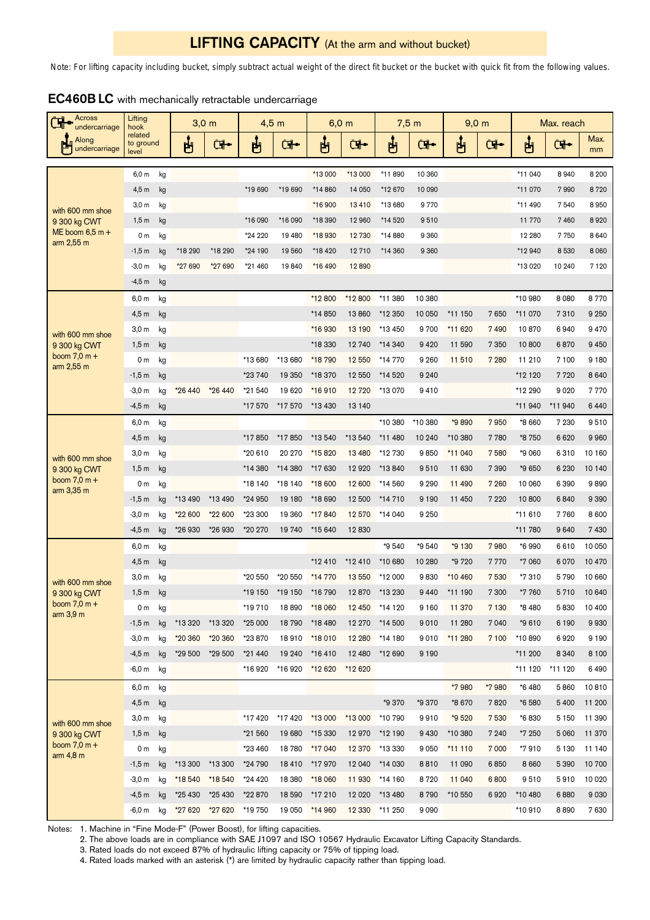# LIFTING CAPACITY (At the arm and without bucket)

Note: For lifting capacity including bucket, simply subtract actual weight of the direct fit bucket or the bucket with quick fit from the following values.

## EC460B LC with mechanically retractable undercarriage

| Across undercarriage / Along undercarriage | Lifting hook related to ground level | | 3,0 m | | 4,5 m | | 6,0 m | | 7,5 m | | 9,0 m | | Max. reach | | |
|---|---|---|---|---|---|---|---|---|---|---|---|---|---|---|---|
| | | | Along | Across | Along | Across | Along | Across | Along | Across | Along | Across | Along | Across | Max. mm |
| with 600 mm shoe 9 300 kg CWT ME boom 6,5 m + arm 2,55 m | 6,0 m | kg | | | | | *13 000 | *13 000 | *11 890 | 10 360 | | | *11 040 | 8 940 | 8 200 |
| | 4,5 m | kg | | | *19 690 | *19 690 | *14 860 | 14 050 | *12 670 | 10 090 | | | *11 070 | 7 990 | 8 720 |
| | 3,0 m | kg | | | | | *16 900 | 13 410 | *13 680 | 9 770 | | | *11 490 | 7 540 | 8 950 |
| | 1,5 m | kg | | | *16 090 | *16 090 | *18 390 | 12 960 | *14 520 | 9 510 | | | 11 770 | 7 460 | 8 920 |
| | 0 m | kg | | | *24 220 | 19 480 | *18 930 | 12 730 | *14 880 | 9 360 | | | 12 280 | 7 750 | 8 640 |
| | -1,5 m | kg | *18 290 | *18 290 | *24 190 | 19 560 | *18 420 | 12 710 | *14 360 | 9 360 | | | *12 940 | 8 530 | 8 060 |
| | -3,0 m | kg | *27 690 | *27 690 | *21 460 | 19 840 | *16 490 | 12 890 | | | | | *13 020 | 10 240 | 7 120 |
| | -4,5 m | kg | | | | | | | | | | | | | |
| with 600 mm shoe 9 300 kg CWT boom 7,0 m + arm 2,55 m | 6,0 m | kg | | | | | *12 800 | *12 800 | *11 380 | 10 380 | | | *10 980 | 8 080 | 8 770 |
| | 4,5 m | kg | | | | | *14 850 | 13 860 | *12 350 | 10 050 | *11 150 | 7 650 | *11 070 | 7 310 | 9 250 |
| | 3,0 m | kg | | | | | *16 930 | 13 190 | *13 450 | 9 700 | *11 620 | 7 490 | 10 870 | 6 940 | 9 470 |
| | 1,5 m | kg | | | | | *18 330 | 12 740 | *14 340 | 9 420 | 11 590 | 7 350 | 10 800 | 6 870 | 9 450 |
| | 0 m | kg | | | *13 680 | *13 680 | *18 790 | 12 550 | *14 770 | 9 260 | 11 510 | 7 280 | 11 210 | 7 100 | 9 180 |
| | -1,5 m | kg | | | *23 740 | 19 350 | *18 370 | 12 550 | *14 520 | 9 240 | | | *12 120 | 7 720 | 8 640 |
| | -3,0 m | kg | *26 440 | *26 440 | *21 540 | 19 620 | *16 910 | 12 720 | *13 070 | 9 410 | | | *12 290 | 9 020 | 7 770 |
| | -4,5 m | kg | | | *17 570 | *17 570 | *13 430 | 13 140 | | | | | *11 940 | *11 940 | 6 440 |
| with 600 mm shoe 9 300 kg CWT boom 7,0 m + arm 3,35 m | 6,0 m | kg | | | | | | | *10 380 | *10 380 | *9 890 | 7 950 | *8 660 | 7 230 | 9 510 |
| | 4,5 m | kg | | | *17 850 | *17 850 | *13 540 | *13 540 | *11 480 | 10 240 | *10 380 | 7 780 | *8 750 | 6 620 | 9 960 |
| | 3,0 m | kg | | | *20 610 | 20 270 | *15 820 | 13 480 | *12 730 | 9 850 | *11 040 | 7 580 | *9 060 | 6 310 | 10 160 |
| | 1,5 m | kg | | | *14 380 | *14 380 | *17 630 | 12 920 | *13 840 | 9 510 | 11 630 | 7 390 | *9 650 | 6 230 | 10 140 |
| | 0 m | kg | | | *18 140 | *18 140 | *18 600 | 12 600 | *14 560 | 9 290 | 11 490 | 7 260 | 10 060 | 6 390 | 9 890 |
| | -1,5 m | kg | *13 490 | *13 490 | *24 950 | 19 180 | *18 690 | 12 500 | *14 710 | 9 190 | 11 450 | 7 220 | 10 800 | 6 840 | 9 390 |
| | -3,0 m | kg | *22 600 | *22 600 | *23 300 | 19 360 | *17 840 | 12 570 | *14 040 | 9 250 | | | *11 610 | 7 760 | 8 600 |
| | -4,5 m | kg | *26 930 | *26 930 | *20 270 | 19 740 | *15 640 | 12 830 | | | | | *11 780 | 9 640 | 7 430 |
| with 600 mm shoe 9 300 kg CWT boom 7,0 m + arm 3,9 m | 6,0 m | kg | | | | | | | *9 540 | *9 540 | *9 130 | 7 980 | *6 990 | 6 610 | 10 050 |
| | 4,5 m | kg | | | | | *12 410 | *12 410 | *10 680 | 10 280 | *9 720 | 7 770 | *7 060 | 6 070 | 10 470 |
| | 3,0 m | kg | | | *20 550 | *20 550 | *14 770 | 13 550 | *12 000 | 9 830 | *10 460 | 7 530 | *7 310 | 5 790 | 10 660 |
| | 1,5 m | kg | | | *19 150 | *19 150 | *16 790 | 12 870 | *13 230 | 9 440 | *11 190 | 7 300 | *7 760 | 5 710 | 10 640 |
| | 0 m | kg | | | *19 710 | 18 890 | *18 060 | 12 450 | *14 120 | 9 160 | 11 370 | 7 130 | *8 480 | 5 830 | 10 400 |
| | -1,5 m | kg | *13 320 | *13 320 | *25 000 | 18 790 | *18 480 | 12 270 | *14 500 | 9 010 | 11 280 | 7 040 | *9 610 | 6 190 | 9 930 |
| | -3,0 m | kg | *20 360 | *20 360 | *23 870 | 18 910 | *18 010 | 12 280 | *14 180 | 9 010 | *11 280 | 7 100 | *10 890 | 6 920 | 9 190 |
| | -4,5 m | kg | *29 500 | *29 500 | *21 440 | 19 240 | *16 410 | 12 480 | *12 690 | 9 190 | | | *11 200 | 8 340 | 8 100 |
| | -6,0 m | kg | | | *16 920 | *16 920 | *12 620 | *12 620 | | | | | *11 120 | *11 120 | 6 490 |
| with 600 mm shoe 9 300 kg CWT boom 7,0 m + arm 4,8 m | 6,0 m | kg | | | | | | | | | *7 980 | *7 980 | *6 480 | 5 860 | 10 810 |
| | 4,5 m | kg | | | | | | | *9 370 | *9 370 | *8 670 | 7 820 | *6 580 | 5 400 | 11 200 |
| | 3,0 m | kg | | | *17 420 | *17 420 | *13 000 | *13 000 | *10 790 | 9 910 | *9 520 | 7 530 | *6 830 | 5 150 | 11 390 |
| | 1,5 m | kg | | | *21 560 | 19 680 | *15 330 | 12 970 | *12 190 | 9 430 | *10 380 | 7 240 | *7 250 | 5 060 | 11 370 |
| | 0 m | kg | | | *23 460 | 18 780 | *17 040 | 12 370 | *13 330 | 9 050 | *11 110 | 7 000 | *7 910 | 5 130 | 11 140 |
| | -1,5 m | kg | *13 300 | *13 300 | *24 790 | 18 410 | *17 970 | 12 040 | *14 030 | 8 810 | 11 090 | 6 850 | 8 660 | 5 390 | 10 700 |
| | -3,0 m | kg | *18 540 | *18 540 | *24 420 | 18 380 | *18 060 | 11 930 | *14 160 | 8 720 | 11 040 | 6 800 | 9 510 | 5 910 | 10 020 |
| | -4,5 m | kg | *25 430 | *25 430 | *22 870 | 18 590 | *17 210 | 12 020 | *13 480 | 8 790 | *10 550 | 6 920 | *10 480 | 6 880 | 9 030 |
| | -6,0 m | kg | *27 620 | *27 620 | *19 750 | 19 050 | *14 960 | 12 330 | *11 250 | 9 090 | | | *10 910 | 8 890 | 7 630 |

Notes:
1. Machine in "Fine Mode-F" (Power Boost), for lifting capacities.
2. The above loads are in compliance with SAE J1097 and ISO 10567 Hydraulic Excavator Lifting Capacity Standards.
3. Rated loads do not exceed 87% of hydraulic lifting capacity or 75% of tipping load.
4. Rated loads marked with an asterisk (*) are limited by hydraulic capacity rather than tipping load.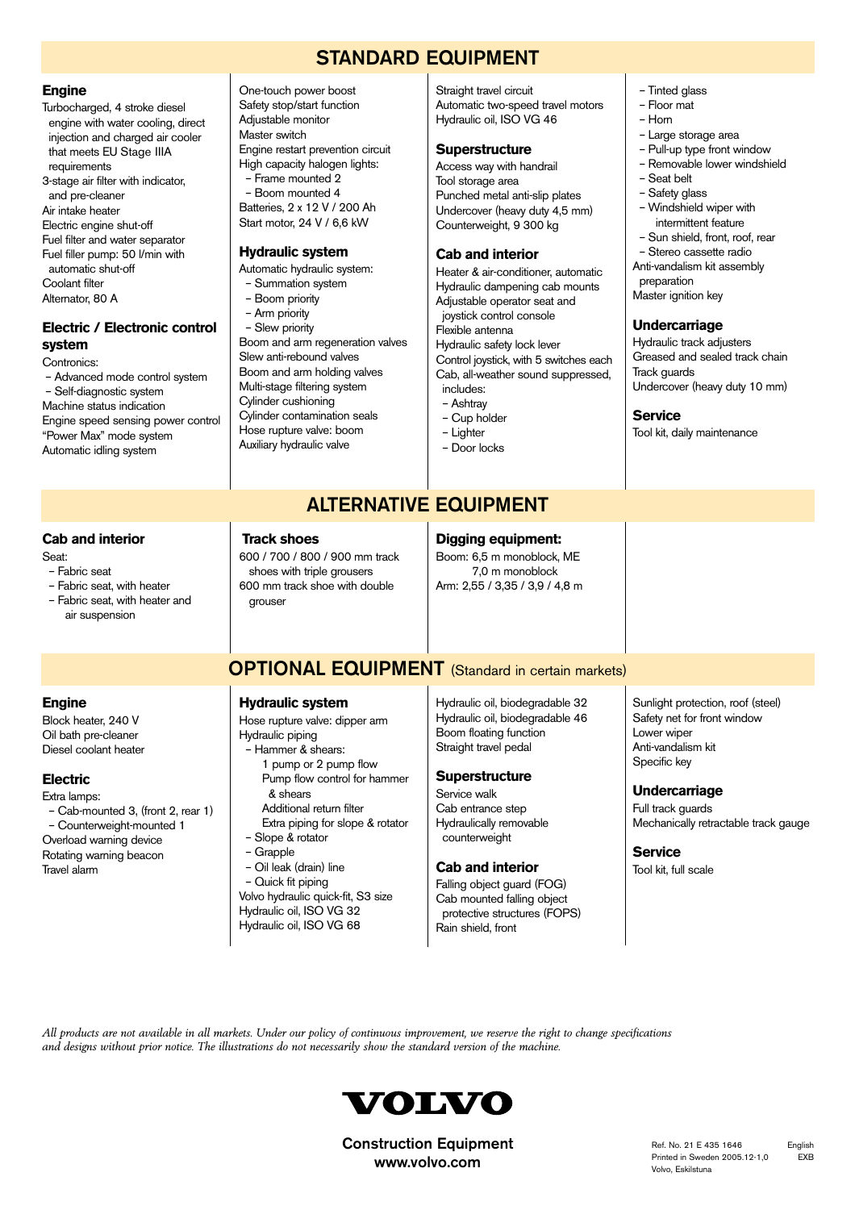# STANDARD EQUIPMENT

### Engine

Turbocharged, 4 stroke diesel engine with water cooling, direct injection and charged air cooler that meets EU Stage IIIA requirements
3-stage air filter with indicator, and pre-cleaner
Air intake heater
Electric engine shut-off
Fuel filter and water separator
Fuel filler pump: 50 l/min with automatic shut-off
Coolant filter
Alternator, 80 A

### Electric / Electronic control system

Contronics:
- Advanced mode control system
- Self-diagnostic system

Machine status indication
Engine speed sensing power control
"Power Max" mode system
Automatic idling system
One-touch power boost
Safety stop/start function
Adjustable monitor
Master switch
Engine restart prevention circuit
High capacity halogen lights:
- Frame mounted 2
- Boom mounted 4

Batteries, 2 x 12 V / 200 Ah
Start motor, 24 V / 6,6 kW

### Hydraulic system

Automatic hydraulic system:
- Summation system
- Boom priority
- Arm priority
- Slew priority

Boom and arm regeneration valves
Slew anti-rebound valves
Boom and arm holding valves
Multi-stage filtering system
Cylinder cushioning
Cylinder contamination seals
Hose rupture valve: boom
Auxiliary hydraulic valve
Straight travel circuit
Automatic two-speed travel motors
Hydraulic oil, ISO VG 46

### Superstructure

Access way with handrail
Tool storage area
Punched metal anti-slip plates
Undercover (heavy duty 4,5 mm)
Counterweight, 9 300 kg

### Cab and interior

Heater & air-conditioner, automatic
Hydraulic dampening cab mounts
Adjustable operator seat and joystick control console
Flexible antenna
Hydraulic safety lock lever
Control joystick, with 5 switches each
Cab, all-weather sound suppressed, includes:
- Ashtray
- Cup holder
- Lighter
- Door locks
- Tinted glass
- Floor mat
- Horn
- Large storage area
- Pull-up type front window
- Removable lower windshield
- Seat belt
- Safety glass
- Windshield wiper with intermittent feature
- Sun shield, front, roof, rear
- Stereo cassette radio

Anti-vandalism kit assembly preparation
Master ignition key

### Undercarriage

Hydraulic track adjusters
Greased and sealed track chain
Track guards
Undercover (heavy duty 10 mm)

### Service

Tool kit, daily maintenance

# ALTERNATIVE EQUIPMENT

### Cab and interior

Seat:
- Fabric seat
- Fabric seat, with heater
- Fabric seat, with heater and air suspension

### Track shoes

600 / 700 / 800 / 900 mm track shoes with triple grousers
600 mm track shoe with double grouser

### Digging equipment:

Boom: 6,5 m monoblock, ME
7,0 m monoblock
Arm: 2,55 / 3,35 / 3,9 / 4,8 m

# OPTIONAL EQUIPMENT (Standard in certain markets)

### Engine

Block heater, 240 V
Oil bath pre-cleaner
Diesel coolant heater

### Electric

Extra lamps:
- Cab-mounted 3, (front 2, rear 1)
- Counterweight-mounted 1

Overload warning device
Rotating warning beacon
Travel alarm

### Hydraulic system

Hose rupture valve: dipper arm
Hydraulic piping
- Hammer & shears:
  - 1 pump or 2 pump flow
  - Pump flow control for hammer & shears
  - Additional return filter
  - Extra piping for slope & rotator
- Slope & rotator
- Grapple
- Oil leak (drain) line
- Quick fit piping

Volvo hydraulic quick-fit, S3 size
Hydraulic oil, ISO VG 32
Hydraulic oil, ISO VG 68
Hydraulic oil, biodegradable 32
Hydraulic oil, biodegradable 46
Boom floating function
Straight travel pedal

### Superstructure

Service walk
Cab entrance step
Hydraulically removable counterweight

### Cab and interior

Falling object guard (FOG)
Cab mounted falling object protective structures (FOPS)
Rain shield, front
Sunlight protection, roof (steel)
Safety net for front window
Lower wiper
Anti-vandalism kit
Specific key

### Undercarriage

Full track guards
Mechanically retractable track gauge

### Service

Tool kit, full scale

*All products are not available in all markets. Under our policy of continuous improvement, we reserve the right to change specifications and designs without prior notice. The illustrations do not necessarily show the standard version of the machine.*

VOLVO

Construction Equipment
www.volvo.com

Ref. No. 21 E 435 1646 English
Printed in Sweden 2005.12-1,0 EXB
Volvo, Eskilstuna